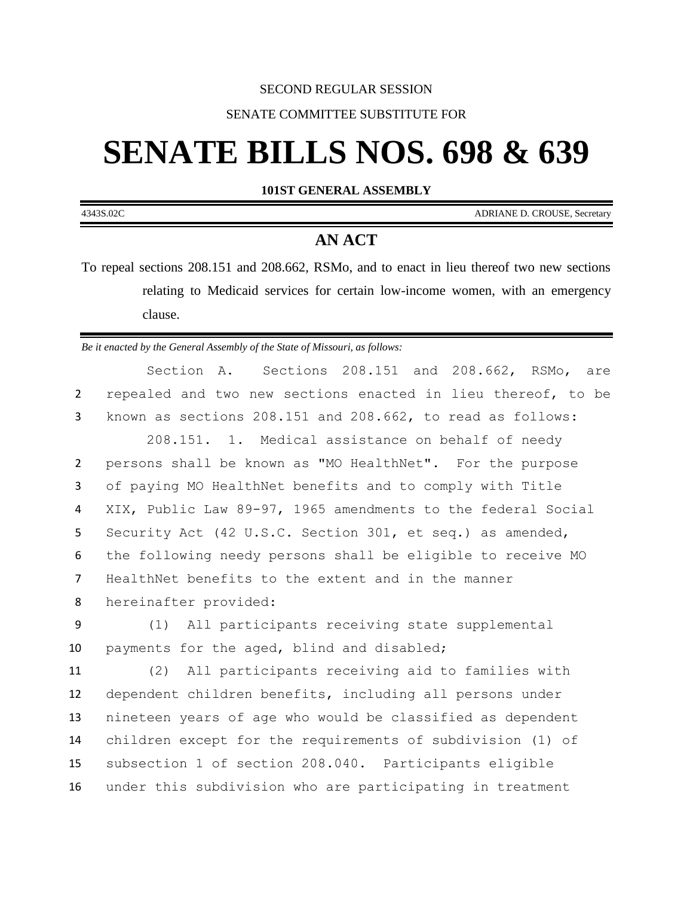SECOND REGULAR SESSION

SENATE COMMITTEE SUBSTITUTE FOR

# SENATE BILLS NOS. 698 & 639

**101ST GENERAL ASSEMBLY**

4343S.02C ADRIANE D. CROUSE, Secretary

## AN ACT

To repeal sections 208.151 and 208.662, RSMo, and to enact in lieu thereof two new sections relating to Medicaid services for certain low-income women, with an emergency clause.

*Be it enacted by the General Assembly of the State of Missouri, as follows:*

Section A. Sections 208.151 and 208.662, RSMo, are repealed and two new sections enacted in lieu thereof, to be known as sections 208.151 and 208.662, to read as follows:

208.151. 1. Medical assistance on behalf of needy persons shall be known as "MO HealthNet". For the purpose of paying MO HealthNet benefits and to comply with Title XIX, Public Law 89-97, 1965 amendments to the federal Social Security Act (42 U.S.C. Section 301, et seq.) as amended, the following needy persons shall be eligible to receive MO HealthNet benefits to the extent and in the manner hereinafter provided:

(1) All participants receiving state supplemental payments for the aged, blind and disabled;

(2) All participants receiving aid to families with dependent children benefits, including all persons under nineteen years of age who would be classified as dependent children except for the requirements of subdivision (1) of subsection 1 of section 208.040. Participants eligible under this subdivision who are participating in treatment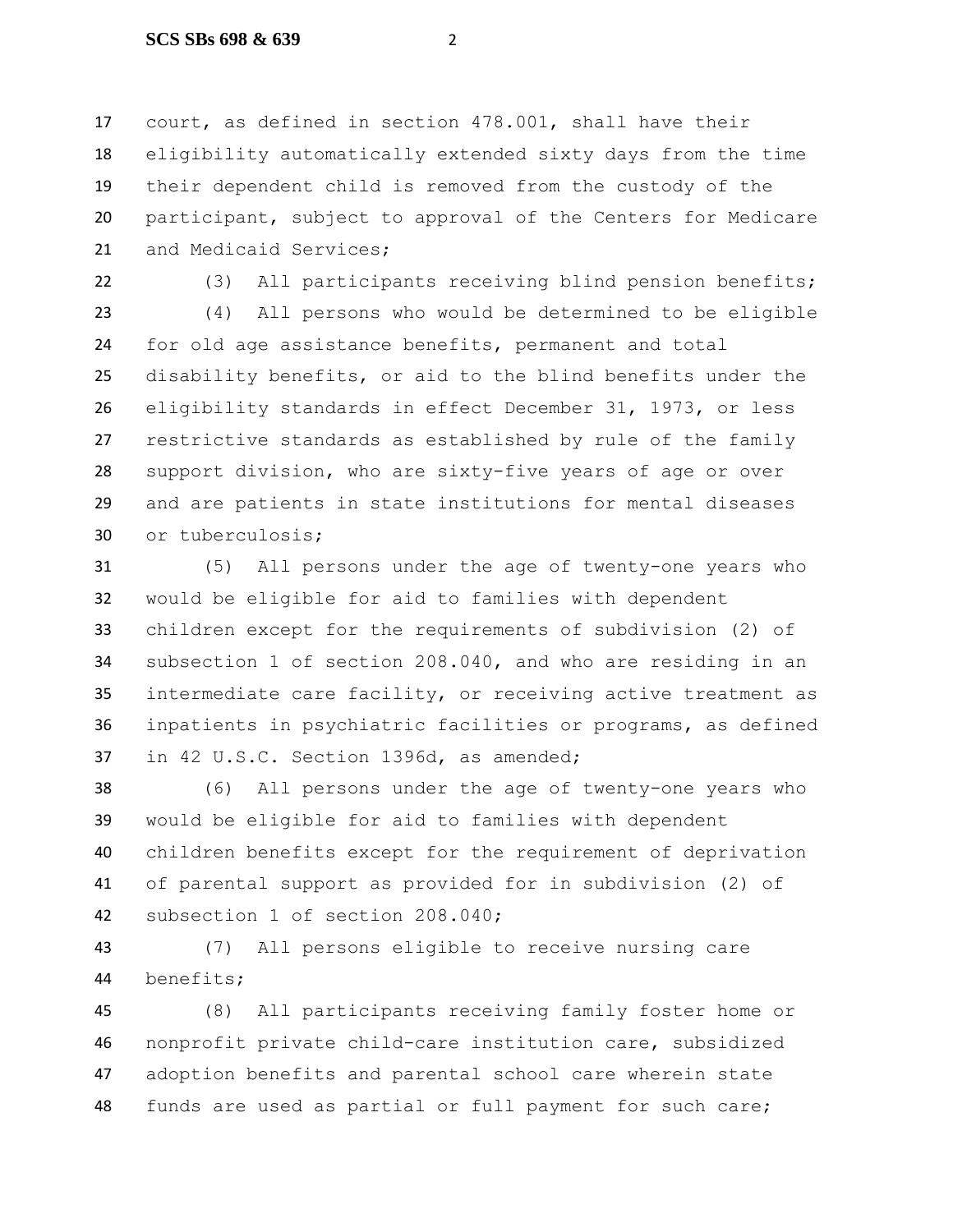court, as defined in section 478.001, shall have their eligibility automatically extended sixty days from the time their dependent child is removed from the custody of the participant, subject to approval of the Centers for Medicare and Medicaid Services;

(3) All participants receiving blind pension benefits;

(4) All persons who would be determined to be eligible for old age assistance benefits, permanent and total disability benefits, or aid to the blind benefits under the eligibility standards in effect December 31, 1973, or less restrictive standards as established by rule of the family support division, who are sixty-five years of age or over and are patients in state institutions for mental diseases or tuberculosis;

(5) All persons under the age of twenty-one years who would be eligible for aid to families with dependent children except for the requirements of subdivision (2) of subsection 1 of section 208.040, and who are residing in an intermediate care facility, or receiving active treatment as inpatients in psychiatric facilities or programs, as defined in 42 U.S.C. Section 1396d, as amended;

(6) All persons under the age of twenty-one years who would be eligible for aid to families with dependent children benefits except for the requirement of deprivation of parental support as provided for in subdivision (2) of subsection 1 of section 208.040;

(7) All persons eligible to receive nursing care benefits;

(8) All participants receiving family foster home or nonprofit private child-care institution care, subsidized adoption benefits and parental school care wherein state funds are used as partial or full payment for such care;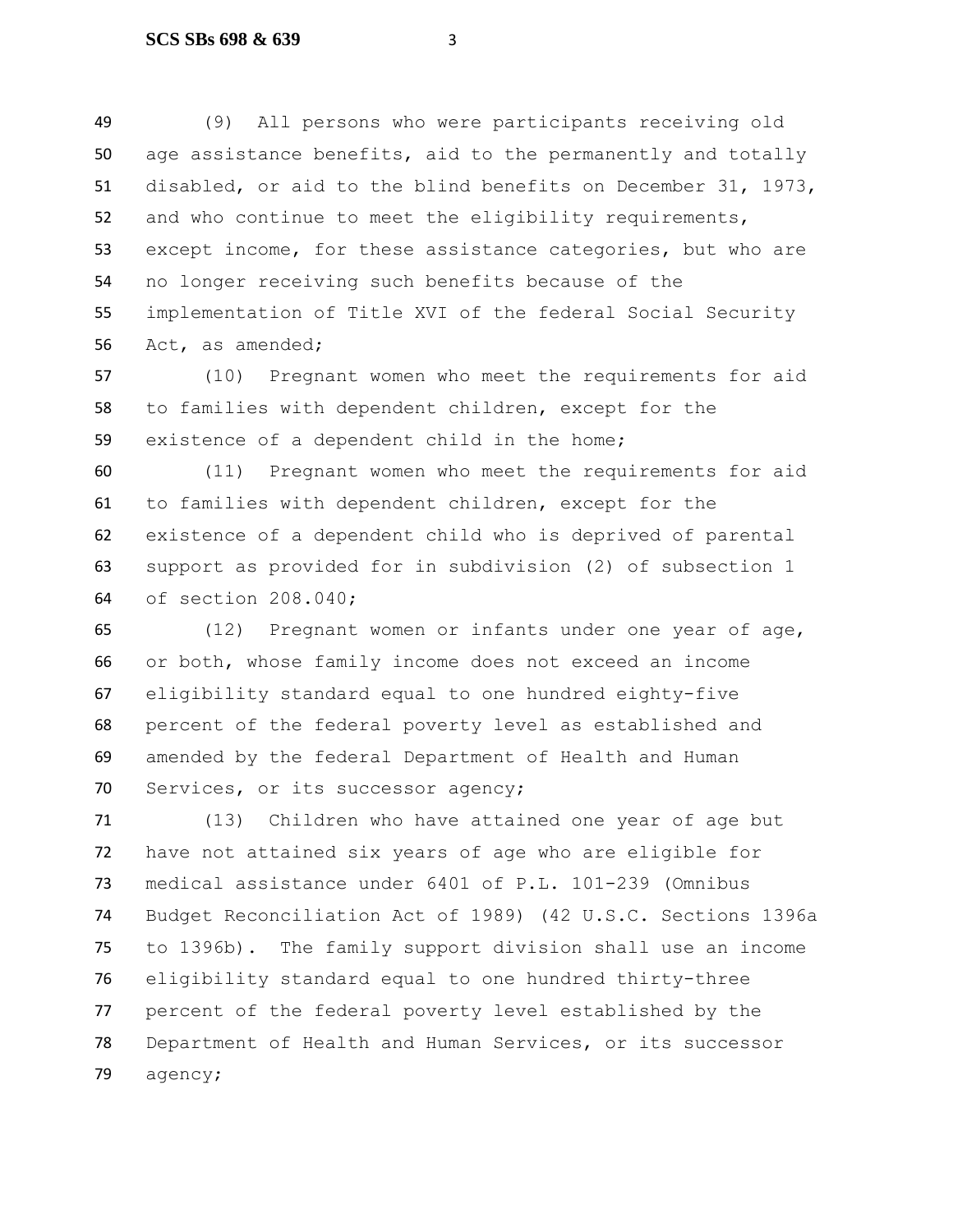(9) All persons who were participants receiving old age assistance benefits, aid to the permanently and totally disabled, or aid to the blind benefits on December 31, 1973, and who continue to meet the eligibility requirements, except income, for these assistance categories, but who are no longer receiving such benefits because of the implementation of Title XVI of the federal Social Security Act, as amended;

(10) Pregnant women who meet the requirements for aid to families with dependent children, except for the existence of a dependent child in the home;

(11) Pregnant women who meet the requirements for aid to families with dependent children, except for the existence of a dependent child who is deprived of parental support as provided for in subdivision (2) of subsection 1 of section 208.040;

(12) Pregnant women or infants under one year of age, or both, whose family income does not exceed an income eligibility standard equal to one hundred eighty-five percent of the federal poverty level as established and amended by the federal Department of Health and Human Services, or its successor agency;

(13) Children who have attained one year of age but have not attained six years of age who are eligible for medical assistance under 6401 of P.L. 101-239 (Omnibus Budget Reconciliation Act of 1989) (42 U.S.C. Sections 1396a to 1396b). The family support division shall use an income eligibility standard equal to one hundred thirty-three percent of the federal poverty level established by the Department of Health and Human Services, or its successor agency;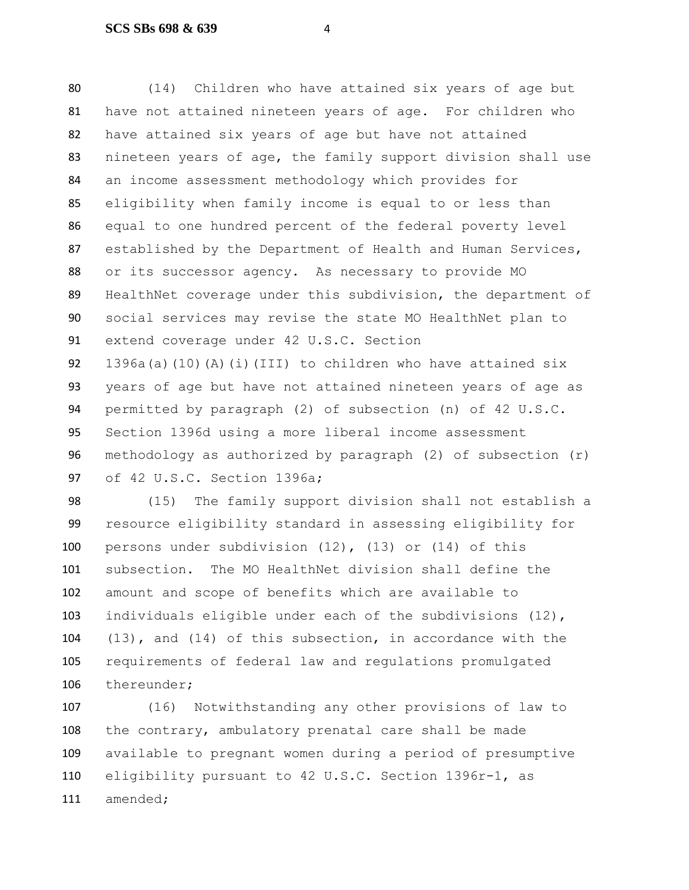(14) Children who have attained six years of age but have not attained nineteen years of age. For children who have attained six years of age but have not attained nineteen years of age, the family support division shall use an income assessment methodology which provides for eligibility when family income is equal to or less than equal to one hundred percent of the federal poverty level established by the Department of Health and Human Services, or its successor agency. As necessary to provide MO HealthNet coverage under this subdivision, the department of social services may revise the state MO HealthNet plan to extend coverage under 42 U.S.C. Section 1396a(a)(10)(A)(i)(III) to children who have attained six years of age but have not attained nineteen years of age as permitted by paragraph (2) of subsection (n) of 42 U.S.C. Section 1396d using a more liberal income assessment methodology as authorized by paragraph (2) of subsection (r) of 42 U.S.C. Section 1396a;

(15) The family support division shall not establish a resource eligibility standard in assessing eligibility for persons under subdivision (12), (13) or (14) of this subsection. The MO HealthNet division shall define the amount and scope of benefits which are available to individuals eligible under each of the subdivisions (12), (13), and (14) of this subsection, in accordance with the requirements of federal law and regulations promulgated thereunder;

(16) Notwithstanding any other provisions of law to the contrary, ambulatory prenatal care shall be made available to pregnant women during a period of presumptive eligibility pursuant to 42 U.S.C. Section 1396r-1, as amended;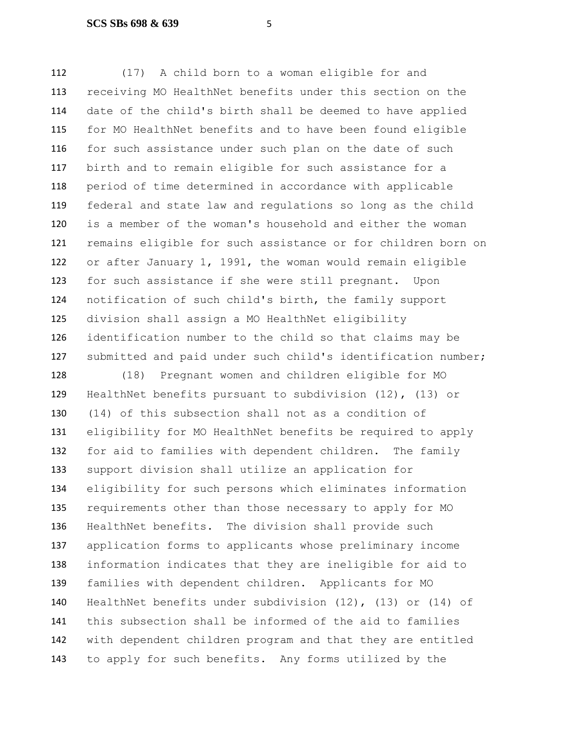(17) A child born to a woman eligible for and receiving MO HealthNet benefits under this section on the date of the child's birth shall be deemed to have applied for MO HealthNet benefits and to have been found eligible for such assistance under such plan on the date of such birth and to remain eligible for such assistance for a period of time determined in accordance with applicable federal and state law and regulations so long as the child is a member of the woman's household and either the woman remains eligible for such assistance or for children born on or after January 1, 1991, the woman would remain eligible for such assistance if she were still pregnant. Upon notification of such child's birth, the family support division shall assign a MO HealthNet eligibility identification number to the child so that claims may be submitted and paid under such child's identification number;

(18) Pregnant women and children eligible for MO HealthNet benefits pursuant to subdivision (12), (13) or (14) of this subsection shall not as a condition of eligibility for MO HealthNet benefits be required to apply for aid to families with dependent children. The family support division shall utilize an application for eligibility for such persons which eliminates information requirements other than those necessary to apply for MO HealthNet benefits. The division shall provide such application forms to applicants whose preliminary income information indicates that they are ineligible for aid to families with dependent children. Applicants for MO HealthNet benefits under subdivision (12), (13) or (14) of this subsection shall be informed of the aid to families with dependent children program and that they are entitled to apply for such benefits. Any forms utilized by the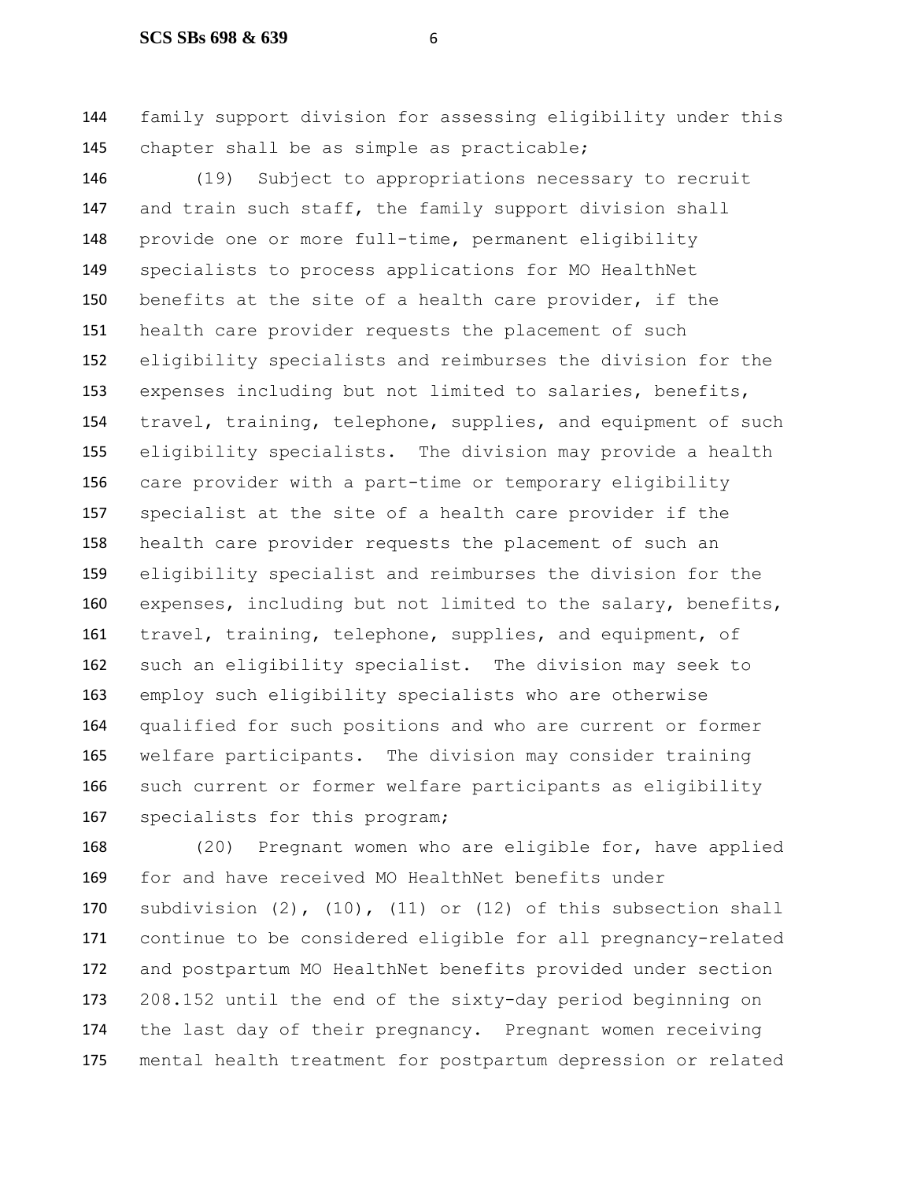family support division for assessing eligibility under this chapter shall be as simple as practicable;

(19) Subject to appropriations necessary to recruit and train such staff, the family support division shall provide one or more full-time, permanent eligibility specialists to process applications for MO HealthNet benefits at the site of a health care provider, if the health care provider requests the placement of such eligibility specialists and reimburses the division for the expenses including but not limited to salaries, benefits, travel, training, telephone, supplies, and equipment of such eligibility specialists. The division may provide a health care provider with a part-time or temporary eligibility specialist at the site of a health care provider if the health care provider requests the placement of such an eligibility specialist and reimburses the division for the expenses, including but not limited to the salary, benefits, travel, training, telephone, supplies, and equipment, of such an eligibility specialist. The division may seek to employ such eligibility specialists who are otherwise qualified for such positions and who are current or former welfare participants. The division may consider training such current or former welfare participants as eligibility specialists for this program;

(20) Pregnant women who are eligible for, have applied for and have received MO HealthNet benefits under subdivision (2), (10), (11) or (12) of this subsection shall continue to be considered eligible for all pregnancy-related and postpartum MO HealthNet benefits provided under section 208.152 until the end of the sixty-day period beginning on the last day of their pregnancy. Pregnant women receiving mental health treatment for postpartum depression or related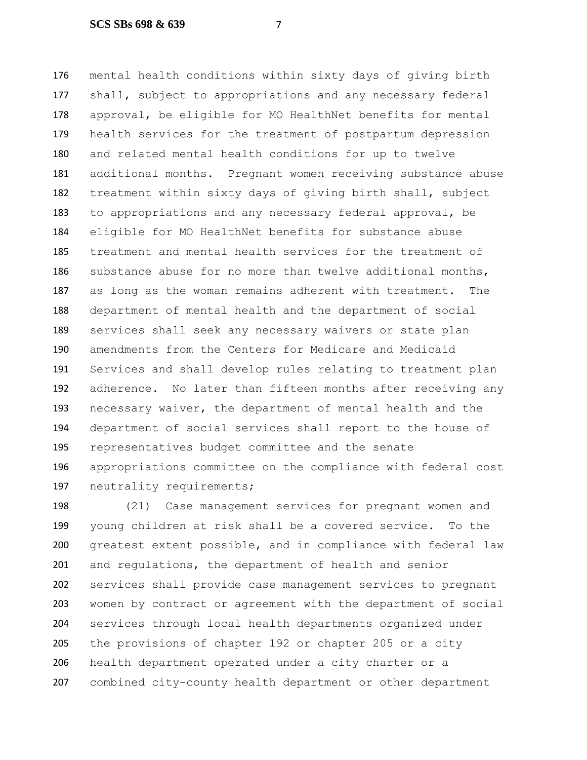mental health conditions within sixty days of giving birth shall, subject to appropriations and any necessary federal approval, be eligible for MO HealthNet benefits for mental health services for the treatment of postpartum depression and related mental health conditions for up to twelve additional months. Pregnant women receiving substance abuse treatment within sixty days of giving birth shall, subject to appropriations and any necessary federal approval, be eligible for MO HealthNet benefits for substance abuse treatment and mental health services for the treatment of substance abuse for no more than twelve additional months, as long as the woman remains adherent with treatment. The department of mental health and the department of social services shall seek any necessary waivers or state plan amendments from the Centers for Medicare and Medicaid Services and shall develop rules relating to treatment plan adherence. No later than fifteen months after receiving any necessary waiver, the department of mental health and the department of social services shall report to the house of representatives budget committee and the senate appropriations committee on the compliance with federal cost neutrality requirements;

(21) Case management services for pregnant women and young children at risk shall be a covered service. To the greatest extent possible, and in compliance with federal law and regulations, the department of health and senior services shall provide case management services to pregnant women by contract or agreement with the department of social services through local health departments organized under the provisions of chapter 192 or chapter 205 or a city health department operated under a city charter or a combined city-county health department or other department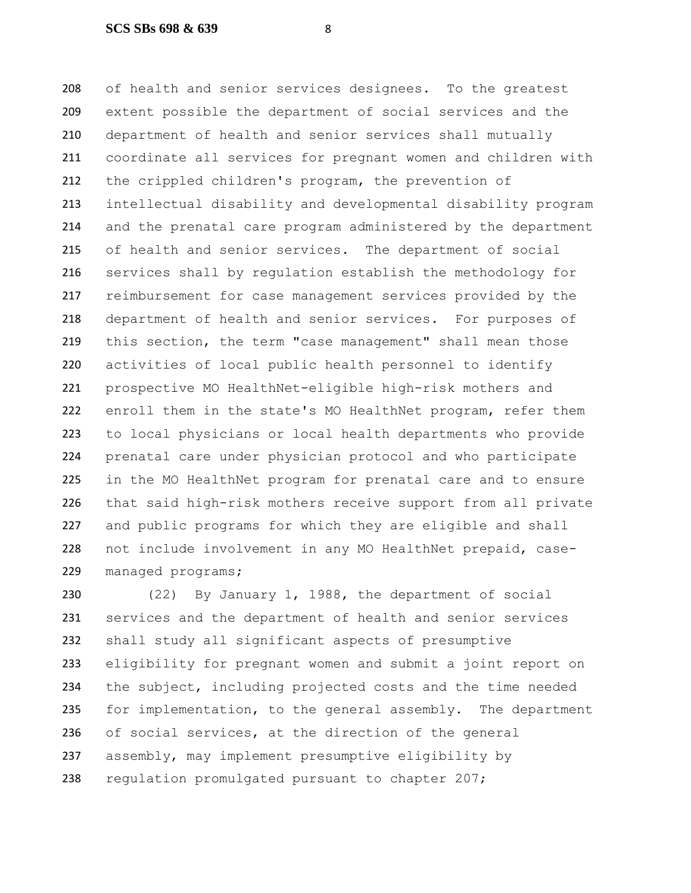of health and senior services designees. To the greatest extent possible the department of social services and the department of health and senior services shall mutually coordinate all services for pregnant women and children with the crippled children's program, the prevention of intellectual disability and developmental disability program and the prenatal care program administered by the department of health and senior services. The department of social services shall by regulation establish the methodology for reimbursement for case management services provided by the department of health and senior services. For purposes of this section, the term "case management" shall mean those activities of local public health personnel to identify prospective MO HealthNet-eligible high-risk mothers and enroll them in the state's MO HealthNet program, refer them to local physicians or local health departments who provide prenatal care under physician protocol and who participate in the MO HealthNet program for prenatal care and to ensure that said high-risk mothers receive support from all private and public programs for which they are eligible and shall not include involvement in any MO HealthNet prepaid, case-managed programs;

(22) By January 1, 1988, the department of social services and the department of health and senior services shall study all significant aspects of presumptive eligibility for pregnant women and submit a joint report on the subject, including projected costs and the time needed for implementation, to the general assembly. The department of social services, at the direction of the general assembly, may implement presumptive eligibility by regulation promulgated pursuant to chapter 207;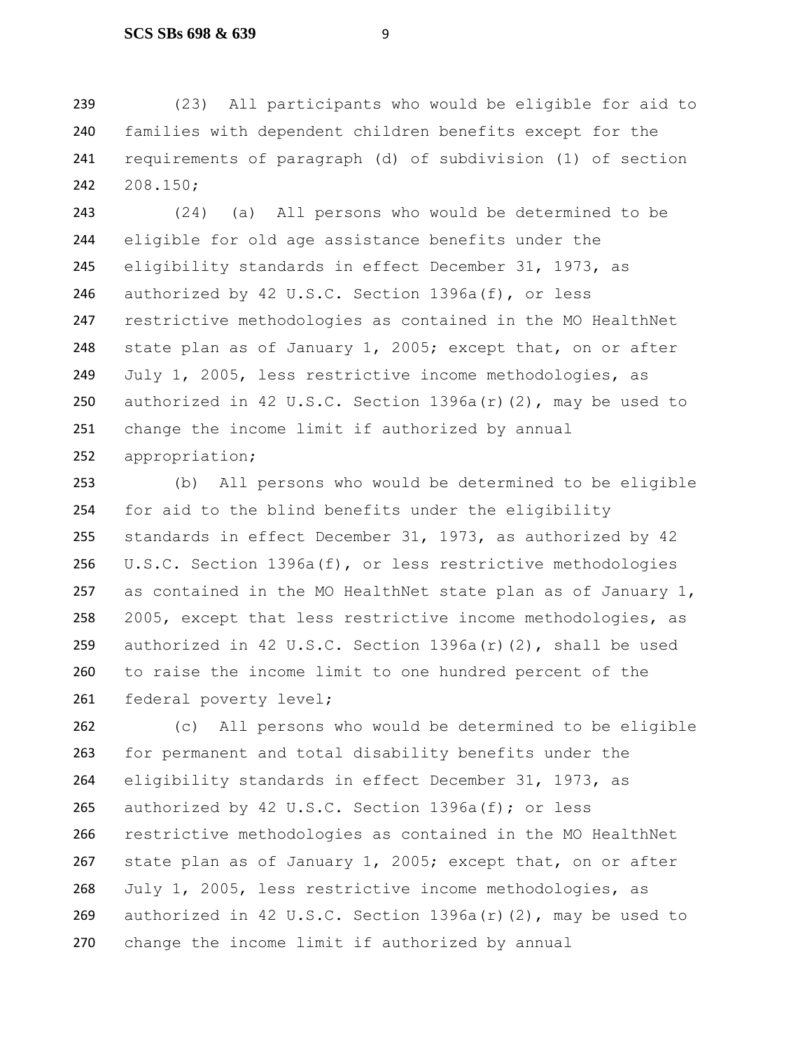(23) All participants who would be eligible for aid to families with dependent children benefits except for the requirements of paragraph (d) of subdivision (1) of section 208.150;

(24) (a) All persons who would be determined to be eligible for old age assistance benefits under the eligibility standards in effect December 31, 1973, as authorized by 42 U.S.C. Section 1396a(f), or less restrictive methodologies as contained in the MO HealthNet state plan as of January 1, 2005; except that, on or after July 1, 2005, less restrictive income methodologies, as authorized in 42 U.S.C. Section 1396a(r)(2), may be used to change the income limit if authorized by annual appropriation;

(b) All persons who would be determined to be eligible for aid to the blind benefits under the eligibility standards in effect December 31, 1973, as authorized by 42 U.S.C. Section 1396a(f), or less restrictive methodologies as contained in the MO HealthNet state plan as of January 1, 2005, except that less restrictive income methodologies, as authorized in 42 U.S.C. Section 1396a(r)(2), shall be used to raise the income limit to one hundred percent of the federal poverty level;

(c) All persons who would be determined to be eligible for permanent and total disability benefits under the eligibility standards in effect December 31, 1973, as authorized by 42 U.S.C. Section 1396a(f); or less restrictive methodologies as contained in the MO HealthNet state plan as of January 1, 2005; except that, on or after July 1, 2005, less restrictive income methodologies, as authorized in 42 U.S.C. Section 1396a(r)(2), may be used to change the income limit if authorized by annual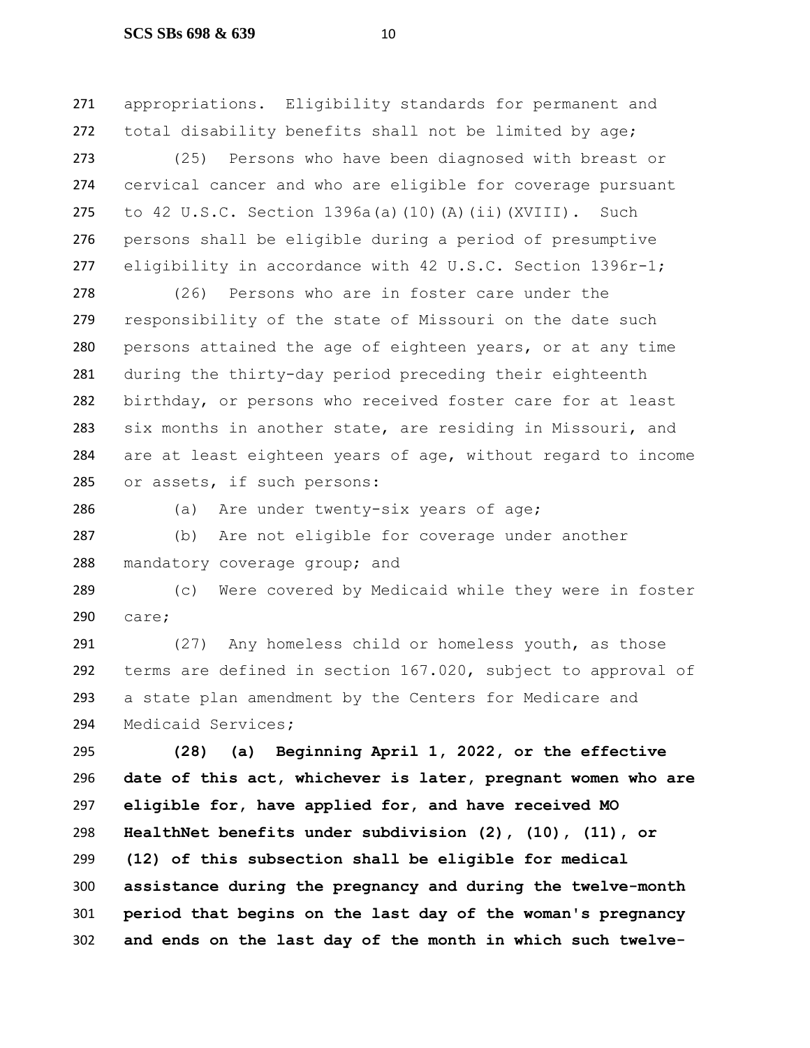appropriations. Eligibility standards for permanent and total disability benefits shall not be limited by age;

(25) Persons who have been diagnosed with breast or cervical cancer and who are eligible for coverage pursuant to 42 U.S.C. Section 1396a(a)(10)(A)(ii)(XVIII). Such persons shall be eligible during a period of presumptive eligibility in accordance with 42 U.S.C. Section 1396r-1;

(26) Persons who are in foster care under the responsibility of the state of Missouri on the date such persons attained the age of eighteen years, or at any time during the thirty-day period preceding their eighteenth birthday, or persons who received foster care for at least six months in another state, are residing in Missouri, and are at least eighteen years of age, without regard to income or assets, if such persons:

(a) Are under twenty-six years of age;

(b) Are not eligible for coverage under another mandatory coverage group; and

(c) Were covered by Medicaid while they were in foster care;

(27) Any homeless child or homeless youth, as those terms are defined in section 167.020, subject to approval of a state plan amendment by the Centers for Medicare and Medicaid Services;

**(28) (a) Beginning April 1, 2022, or the effective date of this act, whichever is later, pregnant women who are eligible for, have applied for, and have received MO HealthNet benefits under subdivision (2), (10), (11), or (12) of this subsection shall be eligible for medical assistance during the pregnancy and during the twelve-month period that begins on the last day of the woman's pregnancy and ends on the last day of the month in which such twelve-**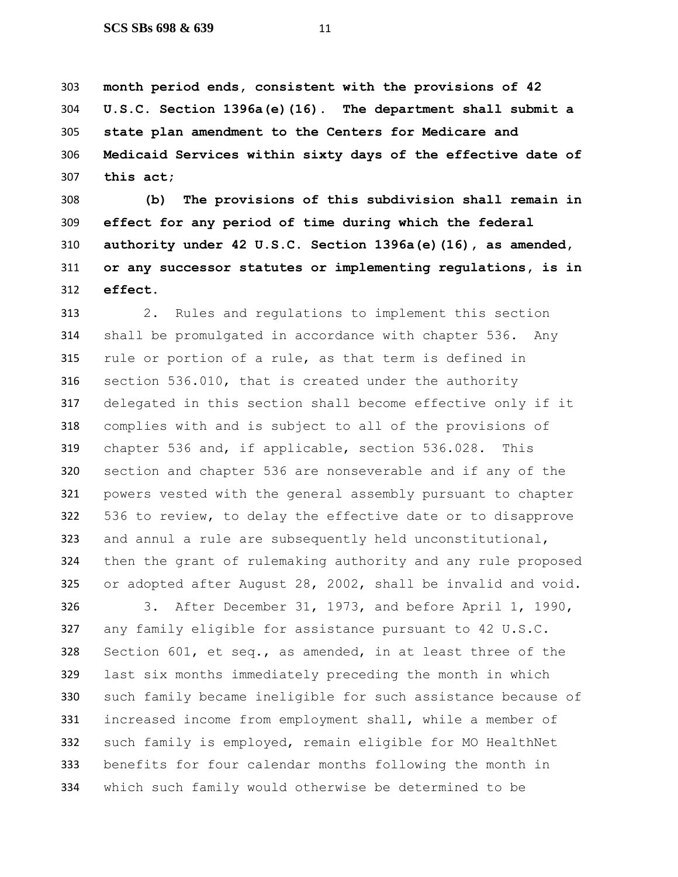**month period ends, consistent with the provisions of 42 U.S.C. Section 1396a(e)(16). The department shall submit a state plan amendment to the Centers for Medicare and Medicaid Services within sixty days of the effective date of this act;**

**(b) The provisions of this subdivision shall remain in effect for any period of time during which the federal authority under 42 U.S.C. Section 1396a(e)(16), as amended, or any successor statutes or implementing regulations, is in effect.**

2. Rules and regulations to implement this section shall be promulgated in accordance with chapter 536. Any rule or portion of a rule, as that term is defined in section 536.010, that is created under the authority delegated in this section shall become effective only if it complies with and is subject to all of the provisions of chapter 536 and, if applicable, section 536.028. This section and chapter 536 are nonseverable and if any of the powers vested with the general assembly pursuant to chapter 536 to review, to delay the effective date or to disapprove and annul a rule are subsequently held unconstitutional, then the grant of rulemaking authority and any rule proposed or adopted after August 28, 2002, shall be invalid and void.

3. After December 31, 1973, and before April 1, 1990, any family eligible for assistance pursuant to 42 U.S.C. Section 601, et seq., as amended, in at least three of the last six months immediately preceding the month in which such family became ineligible for such assistance because of increased income from employment shall, while a member of such family is employed, remain eligible for MO HealthNet benefits for four calendar months following the month in which such family would otherwise be determined to be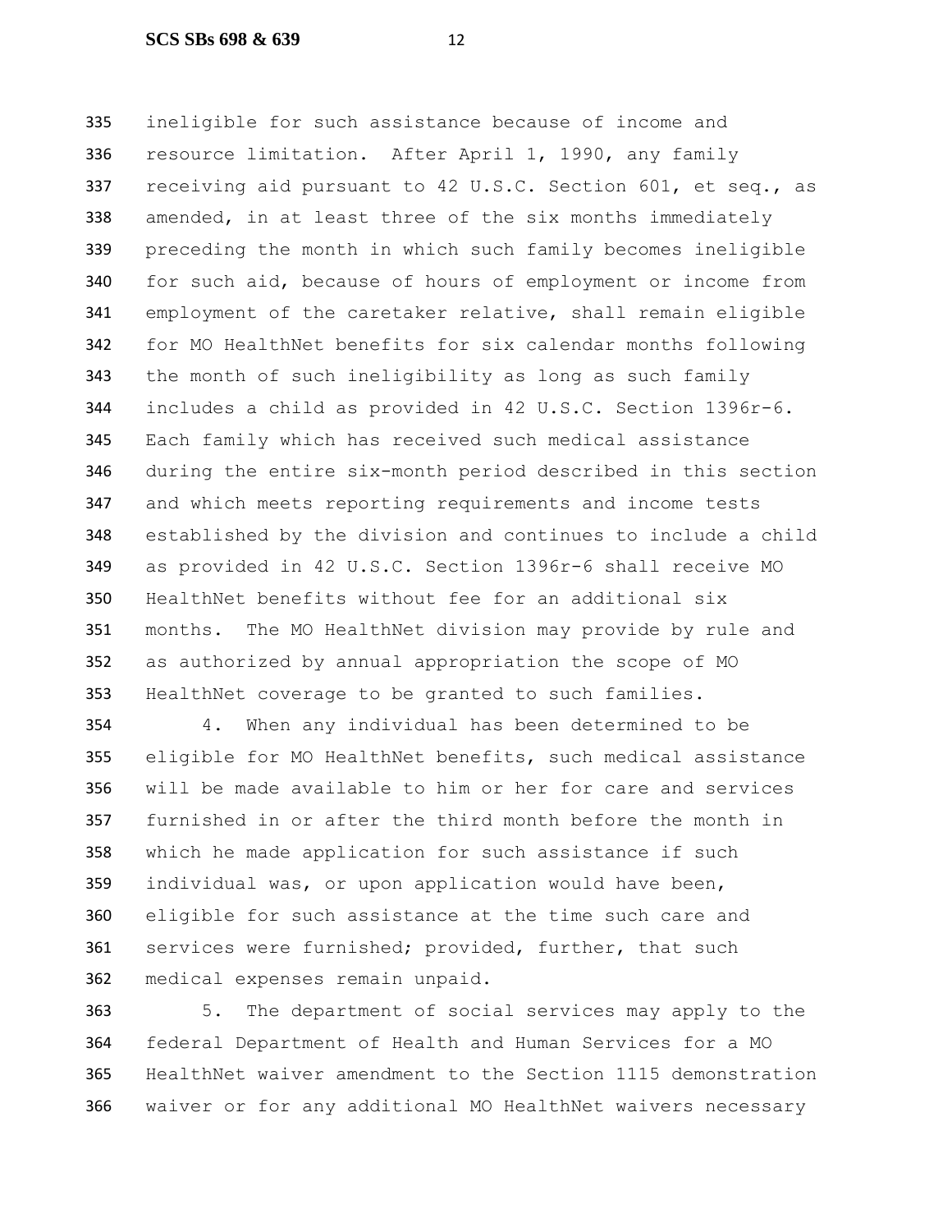ineligible for such assistance because of income and resource limitation. After April 1, 1990, any family receiving aid pursuant to 42 U.S.C. Section 601, et seq., as amended, in at least three of the six months immediately preceding the month in which such family becomes ineligible for such aid, because of hours of employment or income from employment of the caretaker relative, shall remain eligible for MO HealthNet benefits for six calendar months following the month of such ineligibility as long as such family includes a child as provided in 42 U.S.C. Section 1396r-6. Each family which has received such medical assistance during the entire six-month period described in this section and which meets reporting requirements and income tests established by the division and continues to include a child as provided in 42 U.S.C. Section 1396r-6 shall receive MO HealthNet benefits without fee for an additional six months. The MO HealthNet division may provide by rule and as authorized by annual appropriation the scope of MO HealthNet coverage to be granted to such families.

4. When any individual has been determined to be eligible for MO HealthNet benefits, such medical assistance will be made available to him or her for care and services furnished in or after the third month before the month in which he made application for such assistance if such individual was, or upon application would have been, eligible for such assistance at the time such care and services were furnished; provided, further, that such medical expenses remain unpaid.

5. The department of social services may apply to the federal Department of Health and Human Services for a MO HealthNet waiver amendment to the Section 1115 demonstration waiver or for any additional MO HealthNet waivers necessary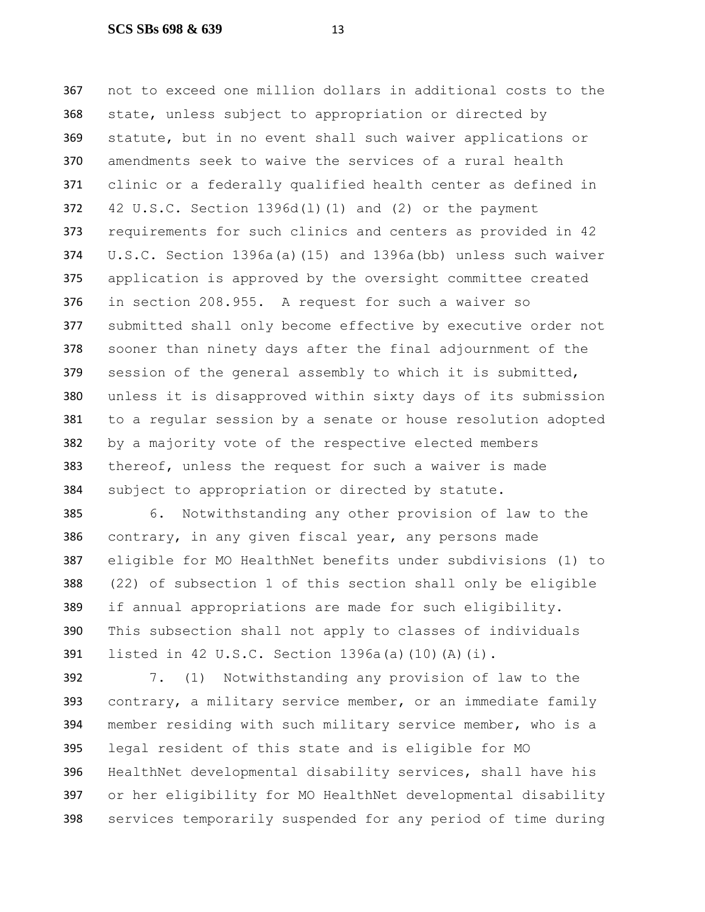not to exceed one million dollars in additional costs to the state, unless subject to appropriation or directed by statute, but in no event shall such waiver applications or amendments seek to waive the services of a rural health clinic or a federally qualified health center as defined in 42 U.S.C. Section 1396d(l)(1) and (2) or the payment requirements for such clinics and centers as provided in 42 U.S.C. Section 1396a(a)(15) and 1396a(bb) unless such waiver application is approved by the oversight committee created in section 208.955. A request for such a waiver so submitted shall only become effective by executive order not sooner than ninety days after the final adjournment of the session of the general assembly to which it is submitted, unless it is disapproved within sixty days of its submission to a regular session by a senate or house resolution adopted by a majority vote of the respective elected members thereof, unless the request for such a waiver is made subject to appropriation or directed by statute.

6. Notwithstanding any other provision of law to the contrary, in any given fiscal year, any persons made eligible for MO HealthNet benefits under subdivisions (1) to (22) of subsection 1 of this section shall only be eligible if annual appropriations are made for such eligibility. This subsection shall not apply to classes of individuals listed in 42 U.S.C. Section 1396a(a)(10)(A)(i).

7. (1) Notwithstanding any provision of law to the contrary, a military service member, or an immediate family member residing with such military service member, who is a legal resident of this state and is eligible for MO HealthNet developmental disability services, shall have his or her eligibility for MO HealthNet developmental disability services temporarily suspended for any period of time during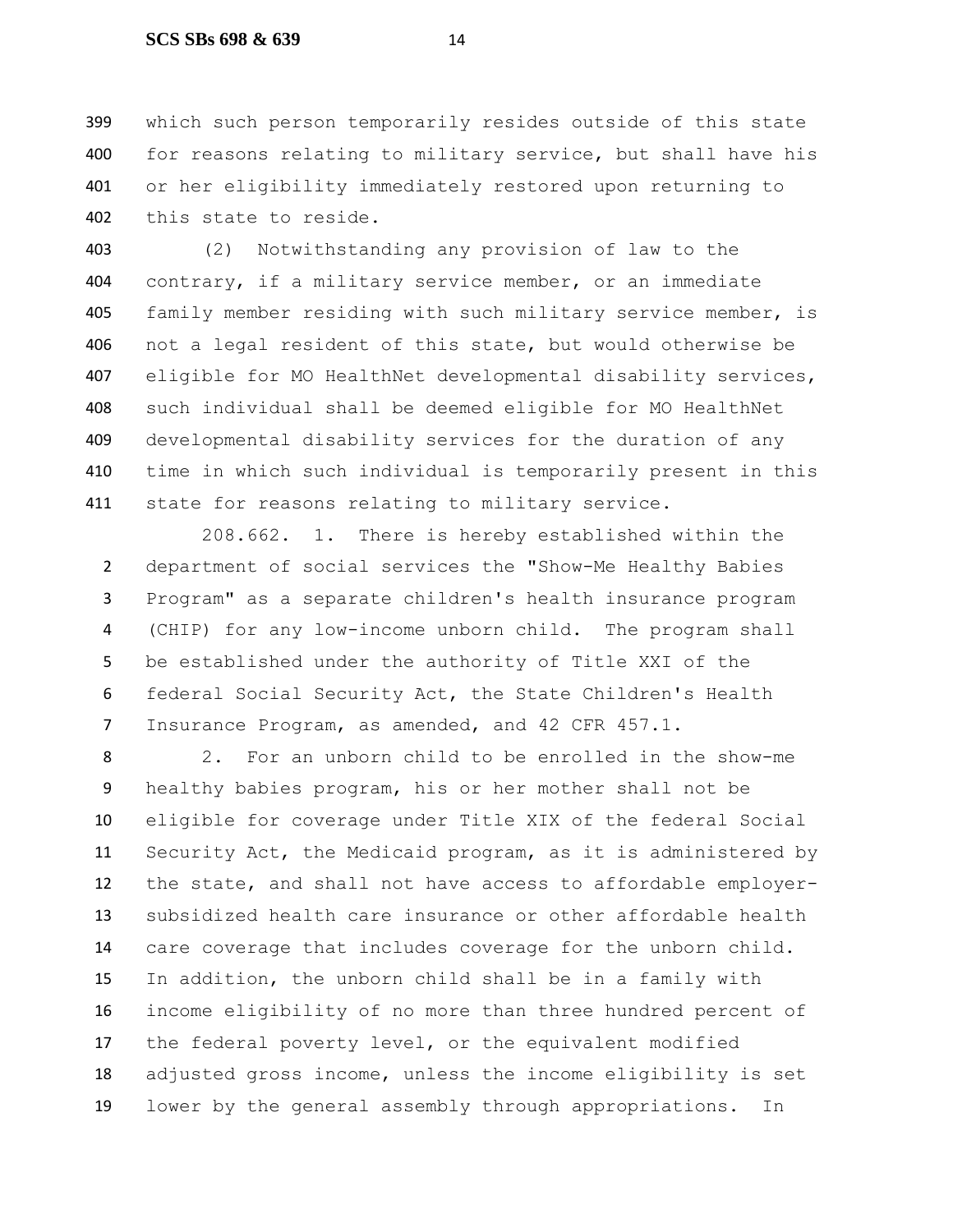which such person temporarily resides outside of this state for reasons relating to military service, but shall have his or her eligibility immediately restored upon returning to this state to reside.

(2) Notwithstanding any provision of law to the contrary, if a military service member, or an immediate family member residing with such military service member, is not a legal resident of this state, but would otherwise be eligible for MO HealthNet developmental disability services, such individual shall be deemed eligible for MO HealthNet developmental disability services for the duration of any time in which such individual is temporarily present in this state for reasons relating to military service.

208.662. 1. There is hereby established within the department of social services the "Show-Me Healthy Babies Program" as a separate children's health insurance program (CHIP) for any low-income unborn child. The program shall be established under the authority of Title XXI of the federal Social Security Act, the State Children's Health Insurance Program, as amended, and 42 CFR 457.1.

2. For an unborn child to be enrolled in the show-me healthy babies program, his or her mother shall not be eligible for coverage under Title XIX of the federal Social Security Act, the Medicaid program, as it is administered by the state, and shall not have access to affordable employer-subsidized health care insurance or other affordable health care coverage that includes coverage for the unborn child. In addition, the unborn child shall be in a family with income eligibility of no more than three hundred percent of the federal poverty level, or the equivalent modified adjusted gross income, unless the income eligibility is set lower by the general assembly through appropriations. In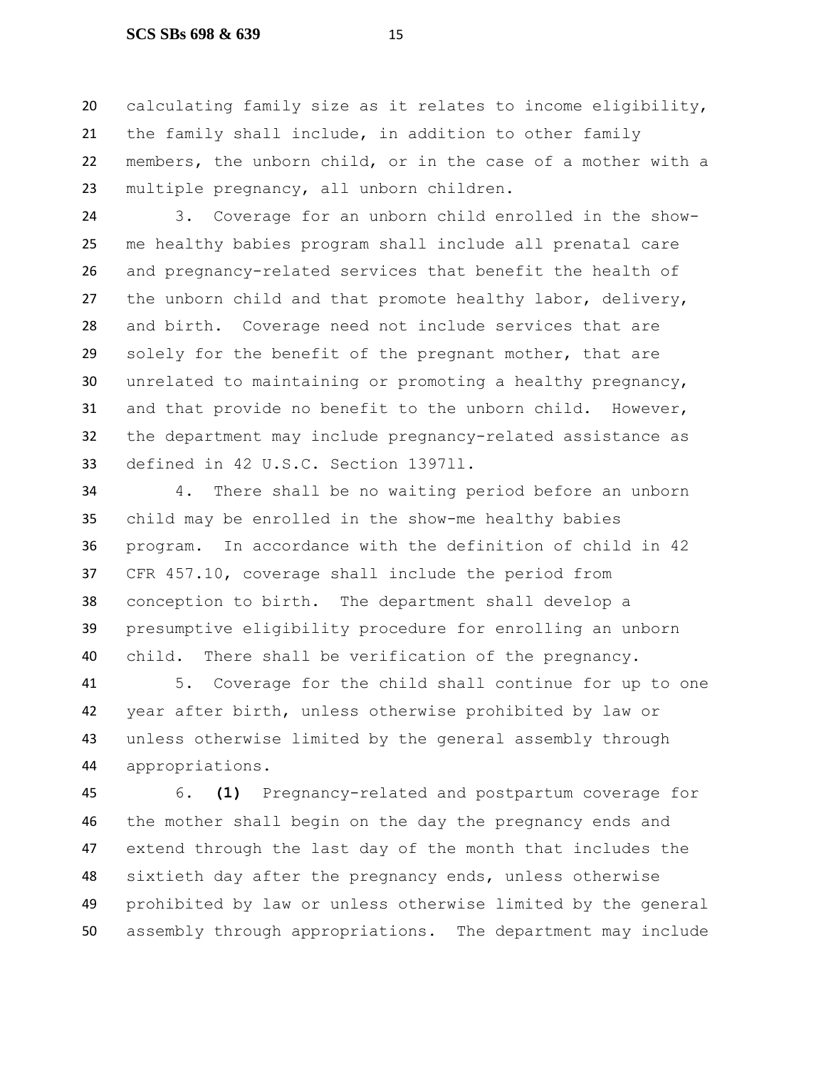calculating family size as it relates to income eligibility, the family shall include, in addition to other family members, the unborn child, or in the case of a mother with a multiple pregnancy, all unborn children.

3. Coverage for an unborn child enrolled in the show-me healthy babies program shall include all prenatal care and pregnancy-related services that benefit the health of the unborn child and that promote healthy labor, delivery, and birth. Coverage need not include services that are solely for the benefit of the pregnant mother, that are unrelated to maintaining or promoting a healthy pregnancy, and that provide no benefit to the unborn child. However, the department may include pregnancy-related assistance as defined in 42 U.S.C. Section 1397ll.

4. There shall be no waiting period before an unborn child may be enrolled in the show-me healthy babies program. In accordance with the definition of child in 42 CFR 457.10, coverage shall include the period from conception to birth. The department shall develop a presumptive eligibility procedure for enrolling an unborn child. There shall be verification of the pregnancy.

5. Coverage for the child shall continue for up to one year after birth, unless otherwise prohibited by law or unless otherwise limited by the general assembly through appropriations.

6. **(1)** Pregnancy-related and postpartum coverage for the mother shall begin on the day the pregnancy ends and extend through the last day of the month that includes the sixtieth day after the pregnancy ends, unless otherwise prohibited by law or unless otherwise limited by the general assembly through appropriations. The department may include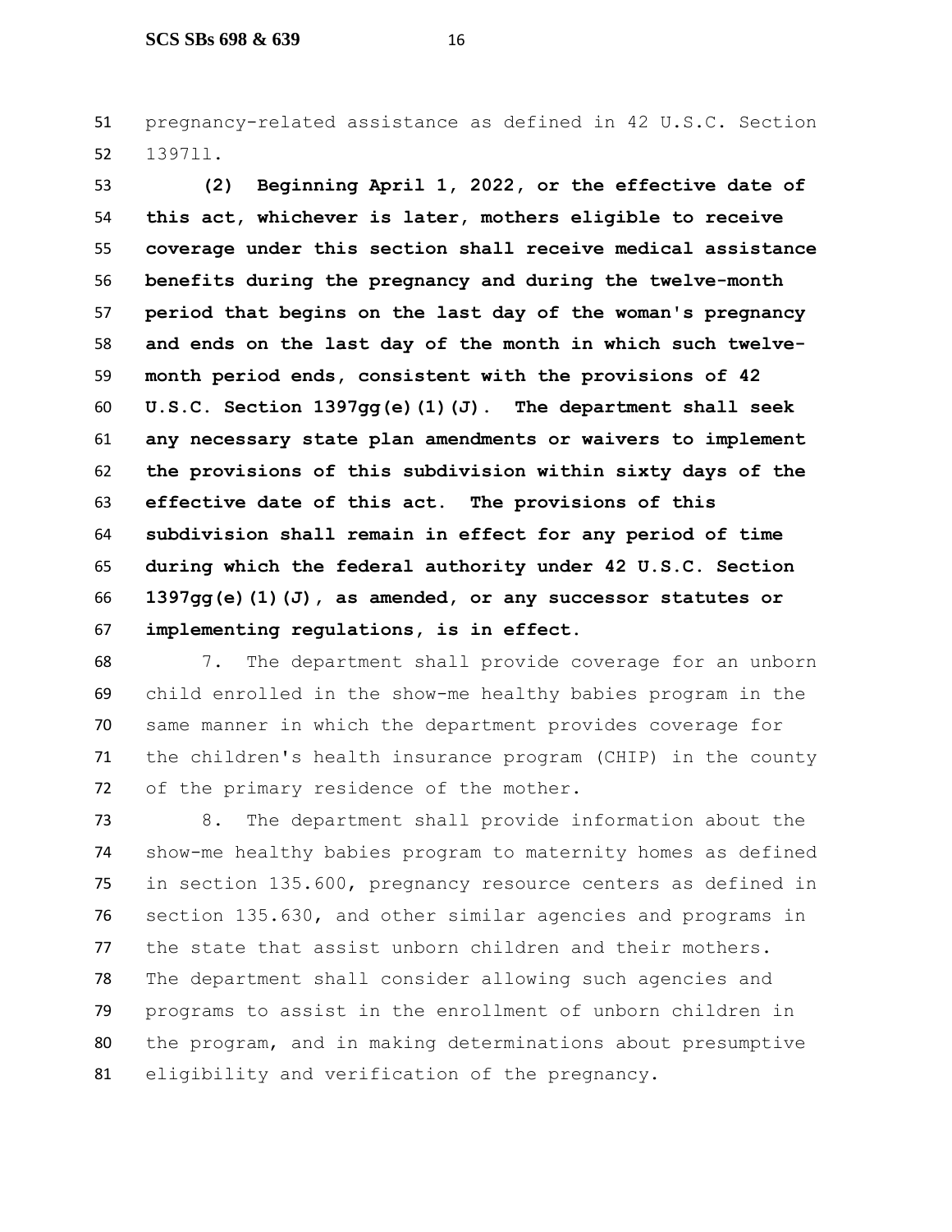pregnancy-related assistance as defined in 42 U.S.C. Section 1397ll.

**(2) Beginning April 1, 2022, or the effective date of this act, whichever is later, mothers eligible to receive coverage under this section shall receive medical assistance benefits during the pregnancy and during the twelve-month period that begins on the last day of the woman's pregnancy and ends on the last day of the month in which such twelve-month period ends, consistent with the provisions of 42 U.S.C. Section 1397gg(e)(1)(J). The department shall seek any necessary state plan amendments or waivers to implement the provisions of this subdivision within sixty days of the effective date of this act. The provisions of this subdivision shall remain in effect for any period of time during which the federal authority under 42 U.S.C. Section 1397gg(e)(1)(J), as amended, or any successor statutes or implementing regulations, is in effect.**

7. The department shall provide coverage for an unborn child enrolled in the show-me healthy babies program in the same manner in which the department provides coverage for the children's health insurance program (CHIP) in the county of the primary residence of the mother.

8. The department shall provide information about the show-me healthy babies program to maternity homes as defined in section 135.600, pregnancy resource centers as defined in section 135.630, and other similar agencies and programs in the state that assist unborn children and their mothers. The department shall consider allowing such agencies and programs to assist in the enrollment of unborn children in the program, and in making determinations about presumptive eligibility and verification of the pregnancy.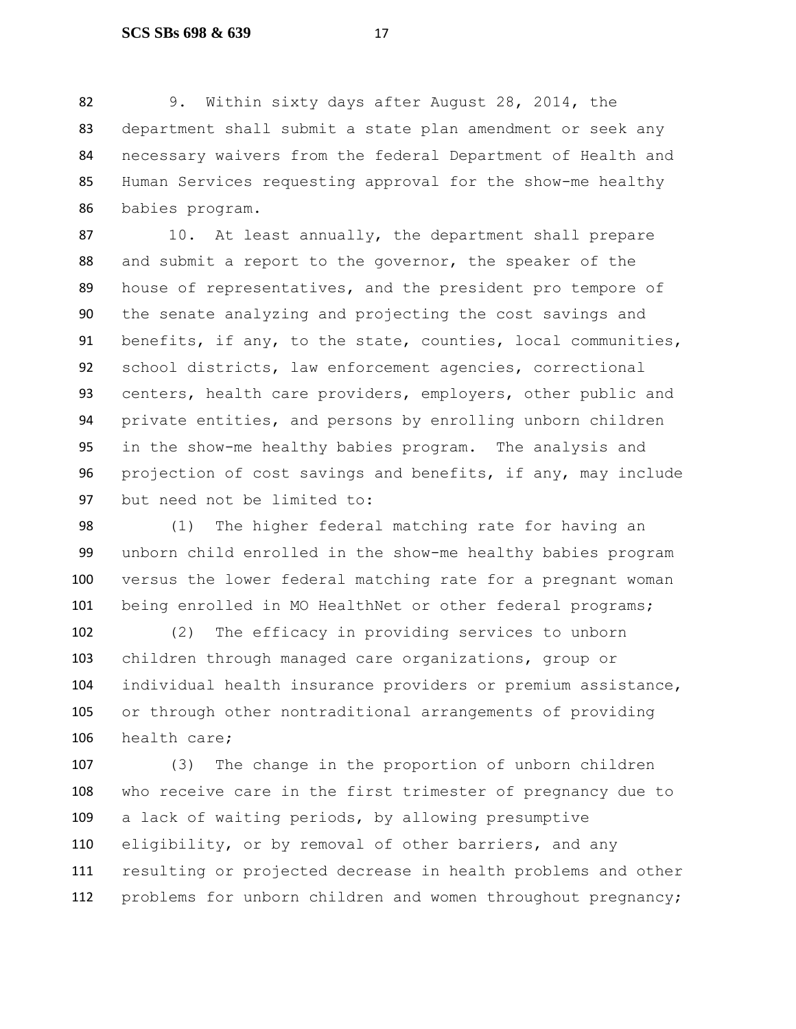9. Within sixty days after August 28, 2014, the department shall submit a state plan amendment or seek any necessary waivers from the federal Department of Health and Human Services requesting approval for the show-me healthy babies program.

10. At least annually, the department shall prepare and submit a report to the governor, the speaker of the house of representatives, and the president pro tempore of the senate analyzing and projecting the cost savings and benefits, if any, to the state, counties, local communities, school districts, law enforcement agencies, correctional centers, health care providers, employers, other public and private entities, and persons by enrolling unborn children in the show-me healthy babies program. The analysis and projection of cost savings and benefits, if any, may include but need not be limited to:

(1) The higher federal matching rate for having an unborn child enrolled in the show-me healthy babies program versus the lower federal matching rate for a pregnant woman being enrolled in MO HealthNet or other federal programs;

(2) The efficacy in providing services to unborn children through managed care organizations, group or individual health insurance providers or premium assistance, or through other nontraditional arrangements of providing health care;

(3) The change in the proportion of unborn children who receive care in the first trimester of pregnancy due to a lack of waiting periods, by allowing presumptive eligibility, or by removal of other barriers, and any resulting or projected decrease in health problems and other problems for unborn children and women throughout pregnancy;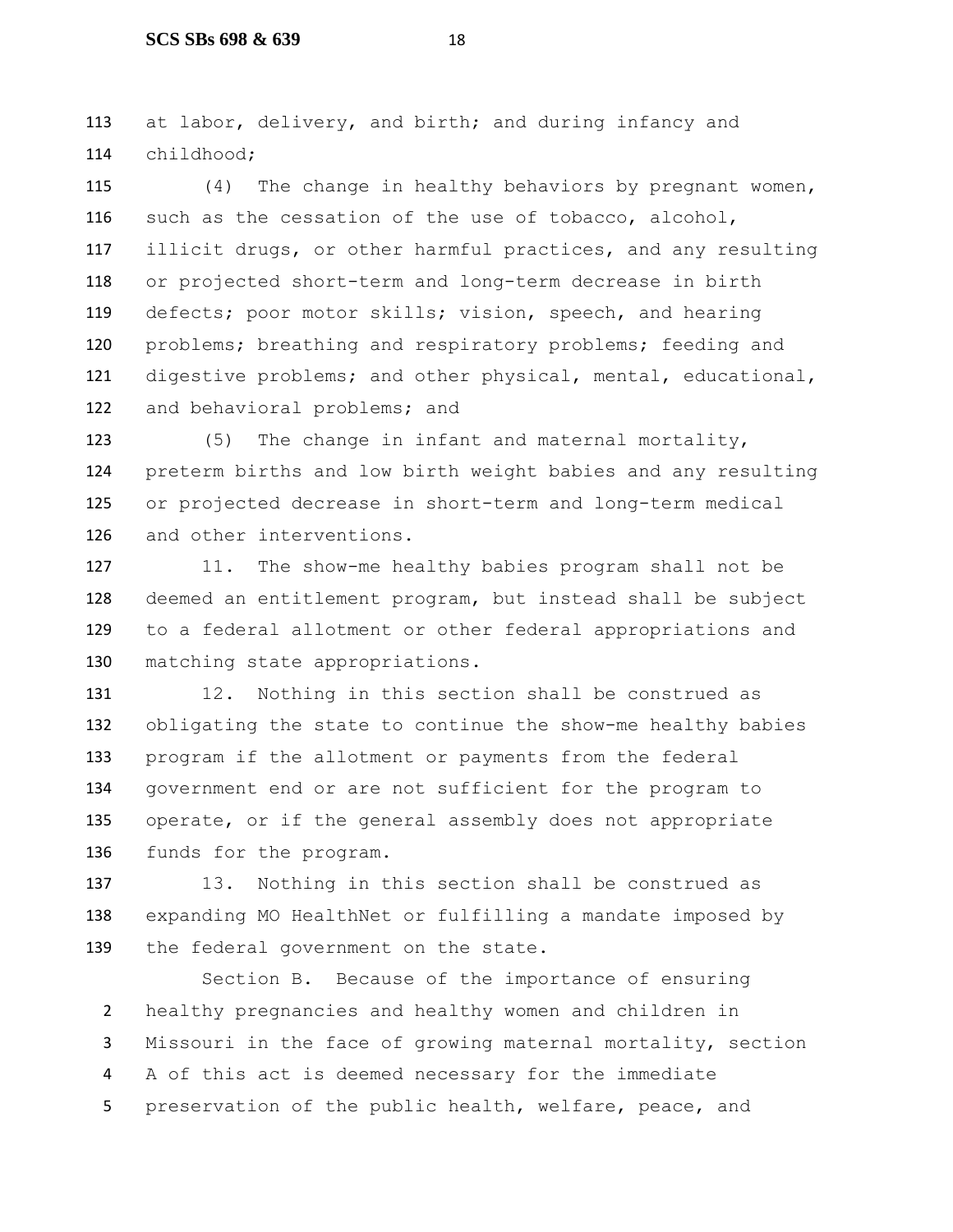at labor, delivery, and birth; and during infancy and childhood;

(4) The change in healthy behaviors by pregnant women, such as the cessation of the use of tobacco, alcohol, illicit drugs, or other harmful practices, and any resulting or projected short-term and long-term decrease in birth defects; poor motor skills; vision, speech, and hearing problems; breathing and respiratory problems; feeding and digestive problems; and other physical, mental, educational, and behavioral problems; and

(5) The change in infant and maternal mortality, preterm births and low birth weight babies and any resulting or projected decrease in short-term and long-term medical and other interventions.

11. The show-me healthy babies program shall not be deemed an entitlement program, but instead shall be subject to a federal allotment or other federal appropriations and matching state appropriations.

12. Nothing in this section shall be construed as obligating the state to continue the show-me healthy babies program if the allotment or payments from the federal government end or are not sufficient for the program to operate, or if the general assembly does not appropriate funds for the program.

13. Nothing in this section shall be construed as expanding MO HealthNet or fulfilling a mandate imposed by the federal government on the state.

Section B. Because of the importance of ensuring healthy pregnancies and healthy women and children in Missouri in the face of growing maternal mortality, section A of this act is deemed necessary for the immediate preservation of the public health, welfare, peace, and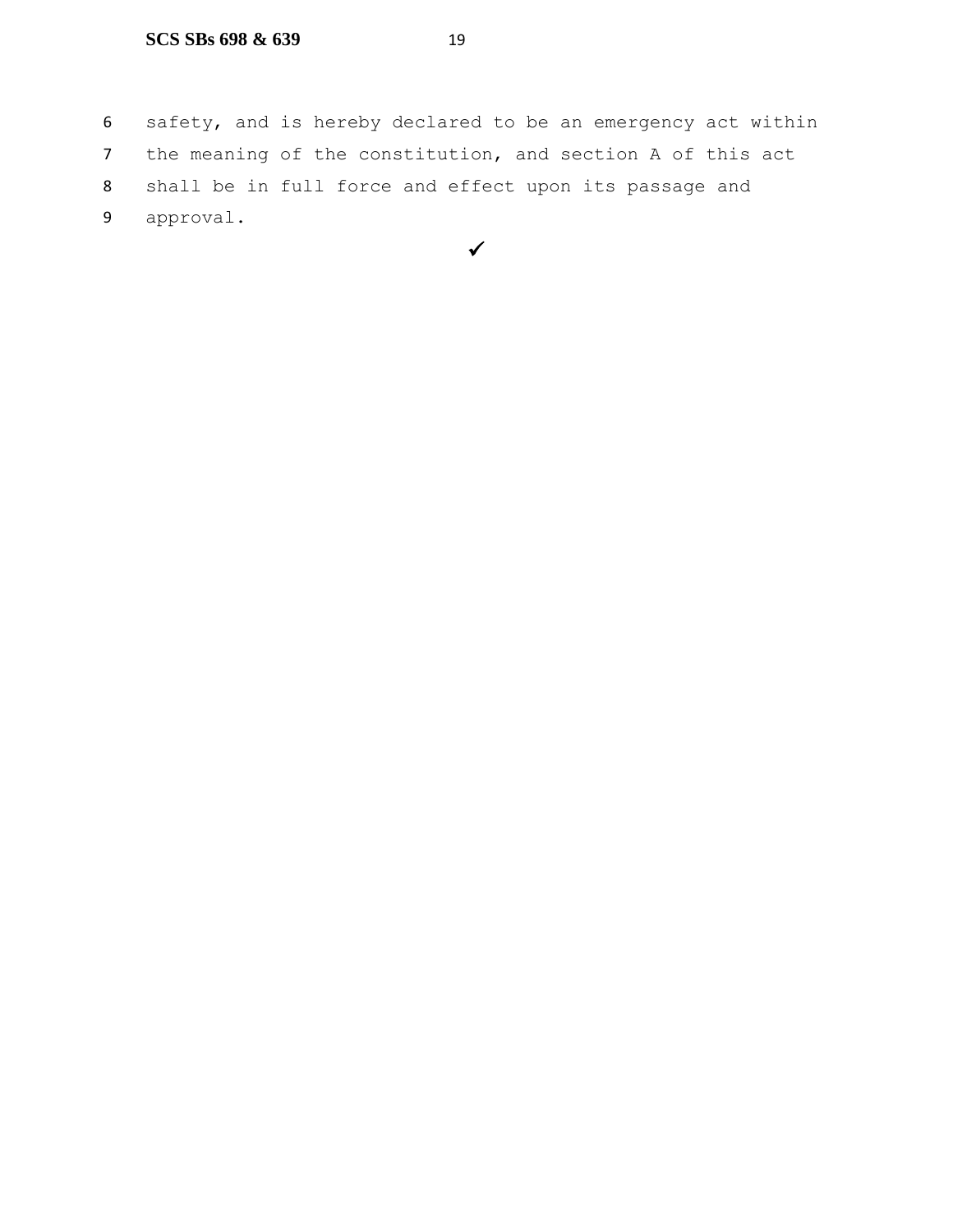safety, and is hereby declared to be an emergency act within the meaning of the constitution, and section A of this act shall be in full force and effect upon its passage and approval.

✓